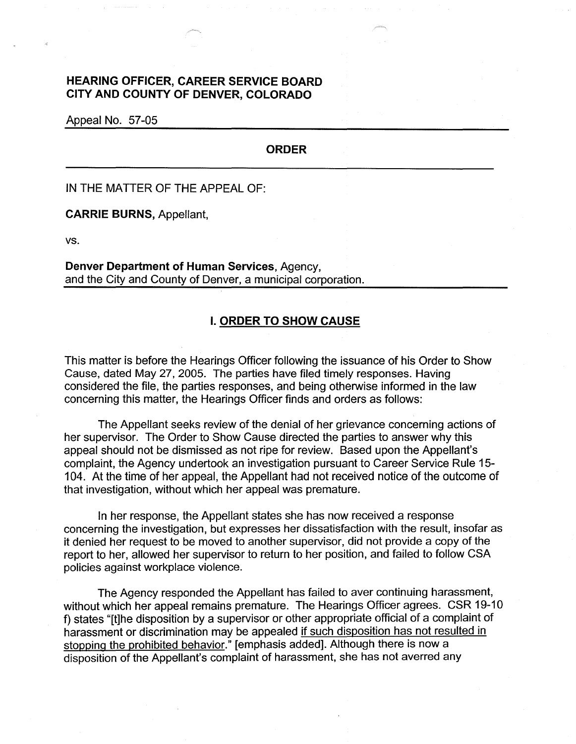**HEARING OFFICER, CAREER SERVICE BOARD**
**CITY AND COUNTY OF DENVER, COLORADO**

Appeal No. 57-05

# ORDER

IN THE MATTER OF THE APPEAL OF:

**CARRIE BURNS,** Appellant,

vs.

**Denver Department of Human Services,** Agency,
and the City and County of Denver, a municipal corporation.

## I. ORDER TO SHOW CAUSE

This matter is before the Hearings Officer following the issuance of his Order to Show Cause, dated May 27, 2005. The parties have filed timely responses. Having considered the file, the parties responses, and being otherwise informed in the law concerning this matter, the Hearings Officer finds and orders as follows:

The Appellant seeks review of the denial of her grievance concerning actions of her supervisor. The Order to Show Cause directed the parties to answer why this appeal should not be dismissed as not ripe for review. Based upon the Appellant's complaint, the Agency undertook an investigation pursuant to Career Service Rule 15-104. At the time of her appeal, the Appellant had not received notice of the outcome of that investigation, without which her appeal was premature.

In her response, the Appellant states she has now received a response concerning the investigation, but expresses her dissatisfaction with the result, insofar as it denied her request to be moved to another supervisor, did not provide a copy of the report to her, allowed her supervisor to return to her position, and failed to follow CSA policies against workplace violence.

The Agency responded the Appellant has failed to aver continuing harassment, without which her appeal remains premature. The Hearings Officer agrees. CSR 19-10 f) states "[t]he disposition by a supervisor or other appropriate official of a complaint of harassment or discrimination may be appealed <u>if such disposition has not resulted in stopping the prohibited behavior</u>." [emphasis added]. Although there is now a disposition of the Appellant's complaint of harassment, she has not averred any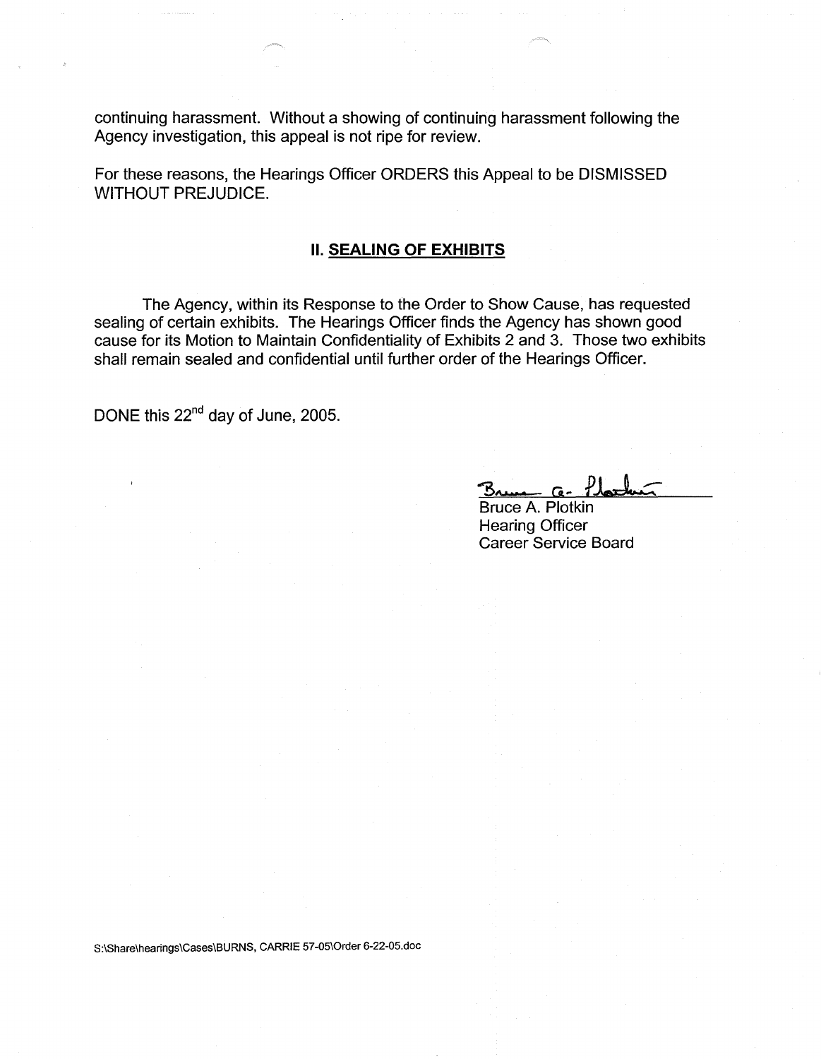continuing harassment. Without a showing of continuing harassment following the Agency investigation, this appeal is not ripe for review.

For these reasons, the Hearings Officer ORDERS this Appeal to be DISMISSED WITHOUT PREJUDICE.

## II. SEALING OF EXHIBITS

The Agency, within its Response to the Order to Show Cause, has requested sealing of certain exhibits. The Hearings Officer finds the Agency has shown good cause for its Motion to Maintain Confidentiality of Exhibits 2 and 3. Those two exhibits shall remain sealed and confidential until further order of the Hearings Officer.

DONE this 22nd day of June, 2005.

Bruce A. Plotkin
Hearing Officer
Career Service Board

S:\Share\hearings\Cases\BURNS, CARRIE 57-05\Order 6-22-05.doc